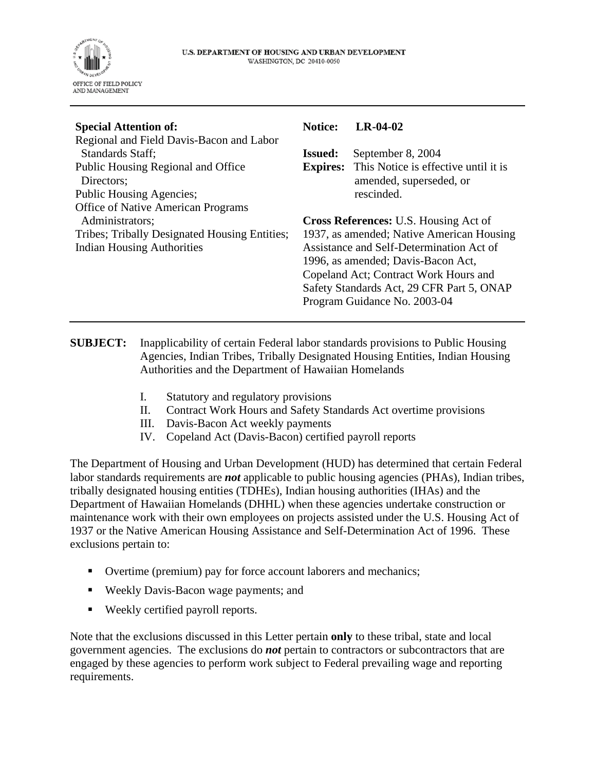U.S. DEPARTMENT OF HOUSING AND URBAN DEVELOPMENT
WASHINGTON, DC 20410-0050

OFFICE OF FIELD POLICY AND MANAGEMENT

---

**Special Attention of:**
Regional and Field Davis-Bacon and Labor Standards Staff;
Public Housing Regional and Office Directors;
Public Housing Agencies;
Office of Native American Programs Administrators;
Tribes; Tribally Designated Housing Entities;
Indian Housing Authorities

**Notice:** **LR-04-02**

**Issued:** September 8, 2004
**Expires:** This Notice is effective until it is amended, superseded, or rescinded.

**Cross References:** U.S. Housing Act of 1937, as amended; Native American Housing Assistance and Self-Determination Act of 1996, as amended; Davis-Bacon Act, Copeland Act; Contract Work Hours and Safety Standards Act, 29 CFR Part 5, ONAP Program Guidance No. 2003-04

---

**SUBJECT:** Inapplicability of certain Federal labor standards provisions to Public Housing Agencies, Indian Tribes, Tribally Designated Housing Entities, Indian Housing Authorities and the Department of Hawaiian Homelands

I. Statutory and regulatory provisions
II. Contract Work Hours and Safety Standards Act overtime provisions
III. Davis-Bacon Act weekly payments
IV. Copeland Act (Davis-Bacon) certified payroll reports

The Department of Housing and Urban Development (HUD) has determined that certain Federal labor standards requirements are ***not*** applicable to public housing agencies (PHAs), Indian tribes, tribally designated housing entities (TDHEs), Indian housing authorities (IHAs) and the Department of Hawaiian Homelands (DHHL) when these agencies undertake construction or maintenance work with their own employees on projects assisted under the U.S. Housing Act of 1937 or the Native American Housing Assistance and Self-Determination Act of 1996. These exclusions pertain to:

- Overtime (premium) pay for force account laborers and mechanics;
- Weekly Davis-Bacon wage payments; and
- Weekly certified payroll reports.

Note that the exclusions discussed in this Letter pertain **only** to these tribal, state and local government agencies. The exclusions do ***not*** pertain to contractors or subcontractors that are engaged by these agencies to perform work subject to Federal prevailing wage and reporting requirements.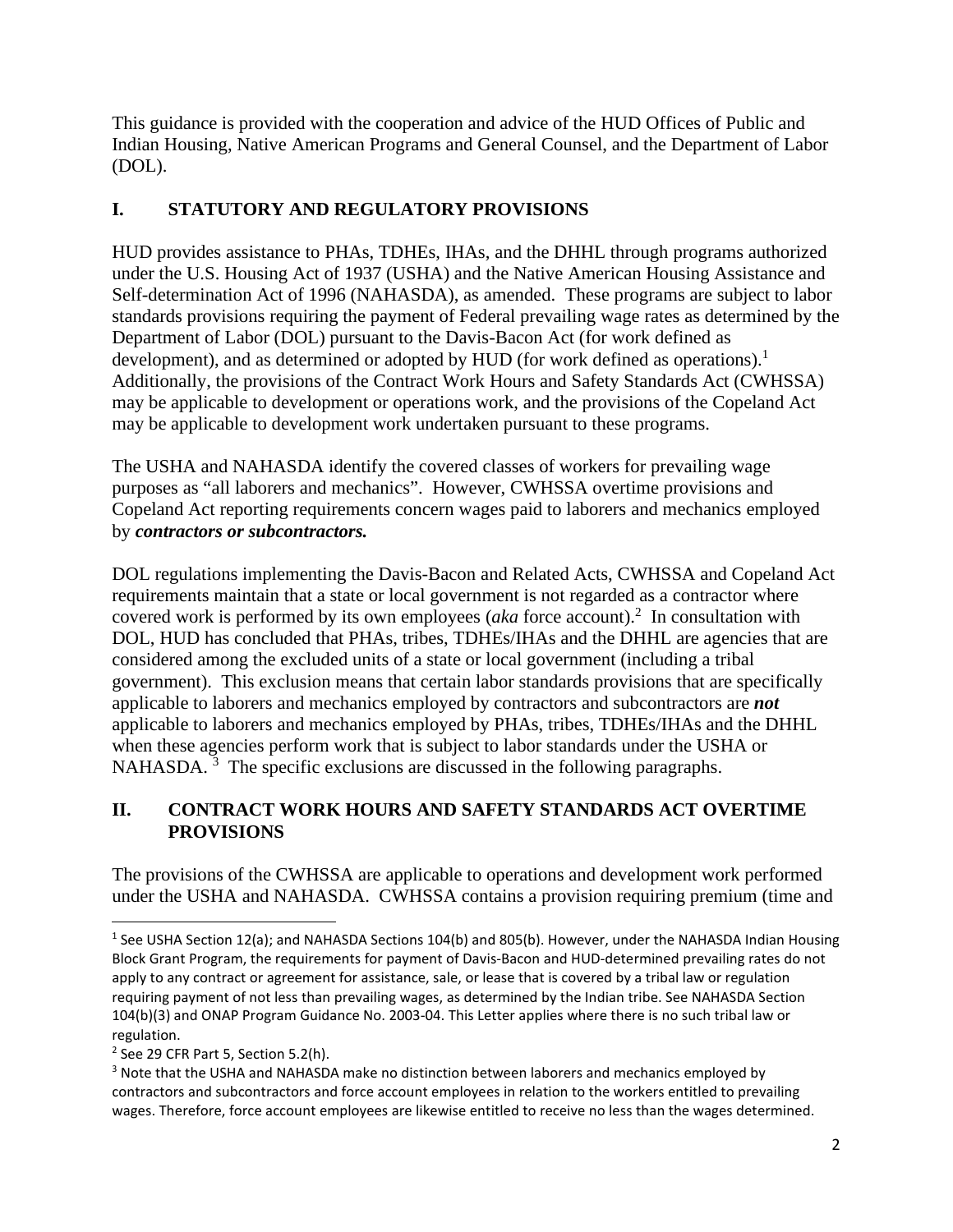This guidance is provided with the cooperation and advice of the HUD Offices of Public and Indian Housing, Native American Programs and General Counsel, and the Department of Labor (DOL).

## I. STATUTORY AND REGULATORY PROVISIONS

HUD provides assistance to PHAs, TDHEs, IHAs, and the DHHL through programs authorized under the U.S. Housing Act of 1937 (USHA) and the Native American Housing Assistance and Self-determination Act of 1996 (NAHASDA), as amended. These programs are subject to labor standards provisions requiring the payment of Federal prevailing wage rates as determined by the Department of Labor (DOL) pursuant to the Davis-Bacon Act (for work defined as development), and as determined or adopted by HUD (for work defined as operations).[1] Additionally, the provisions of the Contract Work Hours and Safety Standards Act (CWHSSA) may be applicable to development or operations work, and the provisions of the Copeland Act may be applicable to development work undertaken pursuant to these programs.

The USHA and NAHASDA identify the covered classes of workers for prevailing wage purposes as "all laborers and mechanics". However, CWHSSA overtime provisions and Copeland Act reporting requirements concern wages paid to laborers and mechanics employed by ***contractors or subcontractors.***

DOL regulations implementing the Davis-Bacon and Related Acts, CWHSSA and Copeland Act requirements maintain that a state or local government is not regarded as a contractor where covered work is performed by its own employees (*aka* force account).[2] In consultation with DOL, HUD has concluded that PHAs, tribes, TDHEs/IHAs and the DHHL are agencies that are considered among the excluded units of a state or local government (including a tribal government). This exclusion means that certain labor standards provisions that are specifically applicable to laborers and mechanics employed by contractors and subcontractors are ***not*** applicable to laborers and mechanics employed by PHAs, tribes, TDHEs/IHAs and the DHHL when these agencies perform work that is subject to labor standards under the USHA or NAHASDA.[3] The specific exclusions are discussed in the following paragraphs.

## II. CONTRACT WORK HOURS AND SAFETY STANDARDS ACT OVERTIME PROVISIONS

The provisions of the CWHSSA are applicable to operations and development work performed under the USHA and NAHASDA. CWHSSA contains a provision requiring premium (time and

---

[1] See USHA Section 12(a); and NAHASDA Sections 104(b) and 805(b). However, under the NAHASDA Indian Housing Block Grant Program, the requirements for payment of Davis-Bacon and HUD-determined prevailing rates do not apply to any contract or agreement for assistance, sale, or lease that is covered by a tribal law or regulation requiring payment of not less than prevailing wages, as determined by the Indian tribe. See NAHASDA Section 104(b)(3) and ONAP Program Guidance No. 2003-04. This Letter applies where there is no such tribal law or regulation.

[2] See 29 CFR Part 5, Section 5.2(h).

[3] Note that the USHA and NAHASDA make no distinction between laborers and mechanics employed by contractors and subcontractors and force account employees in relation to the workers entitled to prevailing wages. Therefore, force account employees are likewise entitled to receive no less than the wages determined.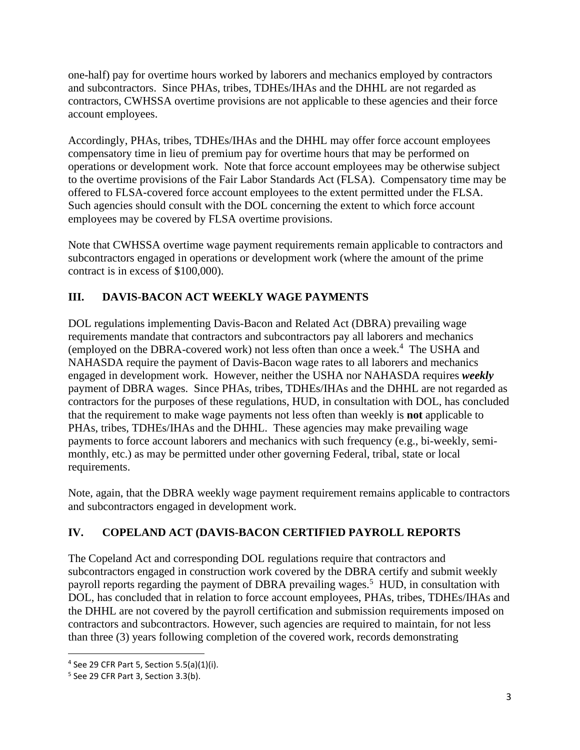one-half) pay for overtime hours worked by laborers and mechanics employed by contractors and subcontractors. Since PHAs, tribes, TDHEs/IHAs and the DHHL are not regarded as contractors, CWHSSA overtime provisions are not applicable to these agencies and their force account employees.

Accordingly, PHAs, tribes, TDHEs/IHAs and the DHHL may offer force account employees compensatory time in lieu of premium pay for overtime hours that may be performed on operations or development work. Note that force account employees may be otherwise subject to the overtime provisions of the Fair Labor Standards Act (FLSA). Compensatory time may be offered to FLSA-covered force account employees to the extent permitted under the FLSA. Such agencies should consult with the DOL concerning the extent to which force account employees may be covered by FLSA overtime provisions.

Note that CWHSSA overtime wage payment requirements remain applicable to contractors and subcontractors engaged in operations or development work (where the amount of the prime contract is in excess of $100,000).

## III. DAVIS-BACON ACT WEEKLY WAGE PAYMENTS

DOL regulations implementing Davis-Bacon and Related Act (DBRA) prevailing wage requirements mandate that contractors and subcontractors pay all laborers and mechanics (employed on the DBRA-covered work) not less often than once a week.[4] The USHA and NAHASDA require the payment of Davis-Bacon wage rates to all laborers and mechanics engaged in development work. However, neither the USHA nor NAHASDA requires ***weekly*** payment of DBRA wages. Since PHAs, tribes, TDHEs/IHAs and the DHHL are not regarded as contractors for the purposes of these regulations, HUD, in consultation with DOL, has concluded that the requirement to make wage payments not less often than weekly is **not** applicable to PHAs, tribes, TDHEs/IHAs and the DHHL. These agencies may make prevailing wage payments to force account laborers and mechanics with such frequency (e.g., bi-weekly, semi-monthly, etc.) as may be permitted under other governing Federal, tribal, state or local requirements.

Note, again, that the DBRA weekly wage payment requirement remains applicable to contractors and subcontractors engaged in development work.

## IV. COPELAND ACT (DAVIS-BACON CERTIFIED PAYROLL REPORTS

The Copeland Act and corresponding DOL regulations require that contractors and subcontractors engaged in construction work covered by the DBRA certify and submit weekly payroll reports regarding the payment of DBRA prevailing wages.[5] HUD, in consultation with DOL, has concluded that in relation to force account employees, PHAs, tribes, TDHEs/IHAs and the DHHL are not covered by the payroll certification and submission requirements imposed on contractors and subcontractors. However, such agencies are required to maintain, for not less than three (3) years following completion of the covered work, records demonstrating

---

[4] See 29 CFR Part 5, Section 5.5(a)(1)(i).

[5] See 29 CFR Part 3, Section 3.3(b).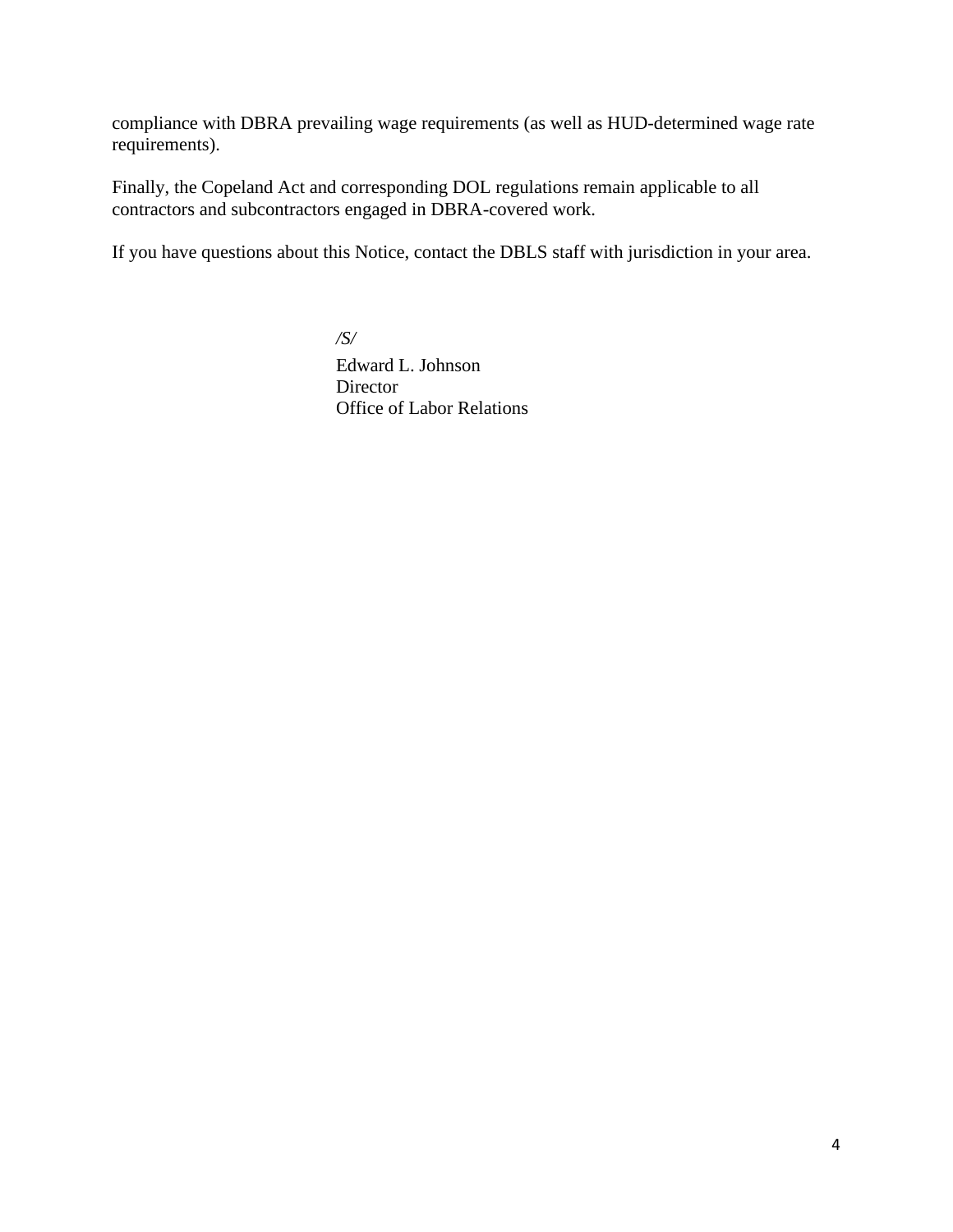compliance with DBRA prevailing wage requirements (as well as HUD-determined wage rate requirements).

Finally, the Copeland Act and corresponding DOL regulations remain applicable to all contractors and subcontractors engaged in DBRA-covered work.

If you have questions about this Notice, contact the DBLS staff with jurisdiction in your area.

*/S/*

Edward L. Johnson
Director
Office of Labor Relations